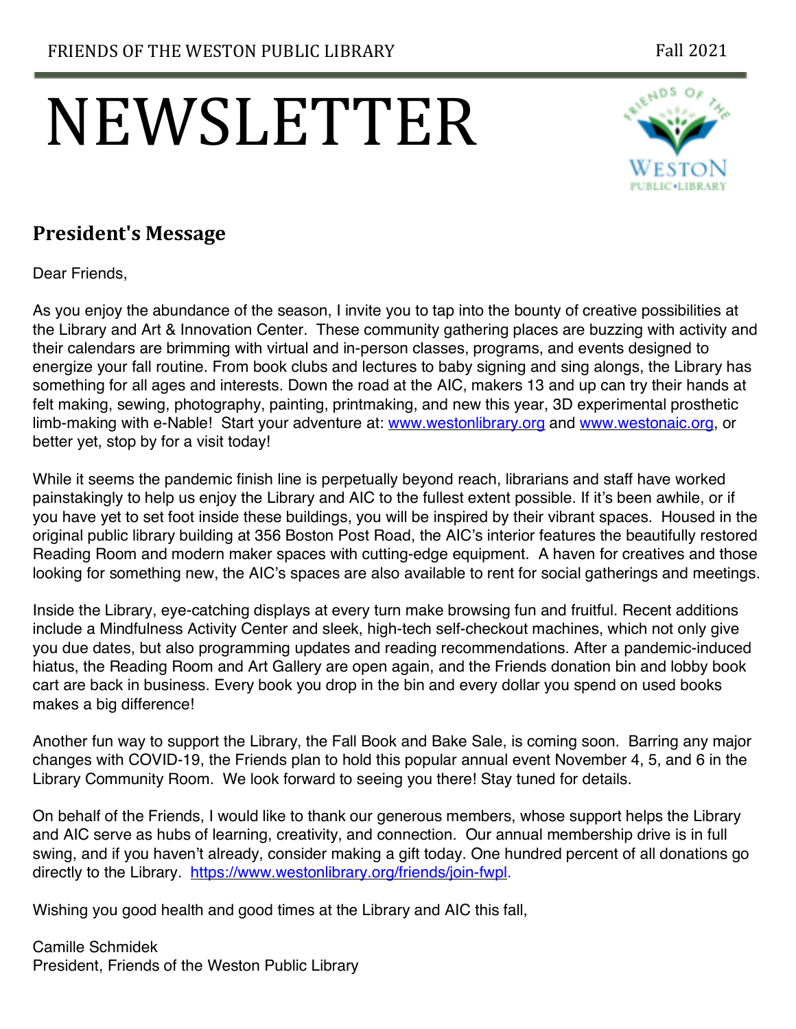FRIENDS OF THE WESTON PUBLIC LIBRARY Fall 2021

# NEWSLETTER

## President's Message

Dear Friends,

As you enjoy the abundance of the season, I invite you to tap into the bounty of creative possibilities at the Library and Art & Innovation Center. These community gathering places are buzzing with activity and their calendars are brimming with virtual and in-person classes, programs, and events designed to energize your fall routine. From book clubs and lectures to baby signing and sing alongs, the Library has something for all ages and interests. Down the road at the AIC, makers 13 and up can try their hands at felt making, sewing, photography, painting, printmaking, and new this year, 3D experimental prosthetic limb-making with e-Nable! Start your adventure at: www.westonlibrary.org and www.westonaic.org, or better yet, stop by for a visit today!

While it seems the pandemic finish line is perpetually beyond reach, librarians and staff have worked painstakingly to help us enjoy the Library and AIC to the fullest extent possible. If it's been awhile, or if you have yet to set foot inside these buildings, you will be inspired by their vibrant spaces. Housed in the original public library building at 356 Boston Post Road, the AIC's interior features the beautifully restored Reading Room and modern maker spaces with cutting-edge equipment. A haven for creatives and those looking for something new, the AIC's spaces are also available to rent for social gatherings and meetings.

Inside the Library, eye-catching displays at every turn make browsing fun and fruitful. Recent additions include a Mindfulness Activity Center and sleek, high-tech self-checkout machines, which not only give you due dates, but also programming updates and reading recommendations. After a pandemic-induced hiatus, the Reading Room and Art Gallery are open again, and the Friends donation bin and lobby book cart are back in business. Every book you drop in the bin and every dollar you spend on used books makes a big difference!

Another fun way to support the Library, the Fall Book and Bake Sale, is coming soon. Barring any major changes with COVID-19, the Friends plan to hold this popular annual event November 4, 5, and 6 in the Library Community Room. We look forward to seeing you there! Stay tuned for details.

On behalf of the Friends, I would like to thank our generous members, whose support helps the Library and AIC serve as hubs of learning, creativity, and connection. Our annual membership drive is in full swing, and if you haven't already, consider making a gift today. One hundred percent of all donations go directly to the Library. https://www.westonlibrary.org/friends/join-fwpl.

Wishing you good health and good times at the Library and AIC this fall,

Camille Schmidek
President, Friends of the Weston Public Library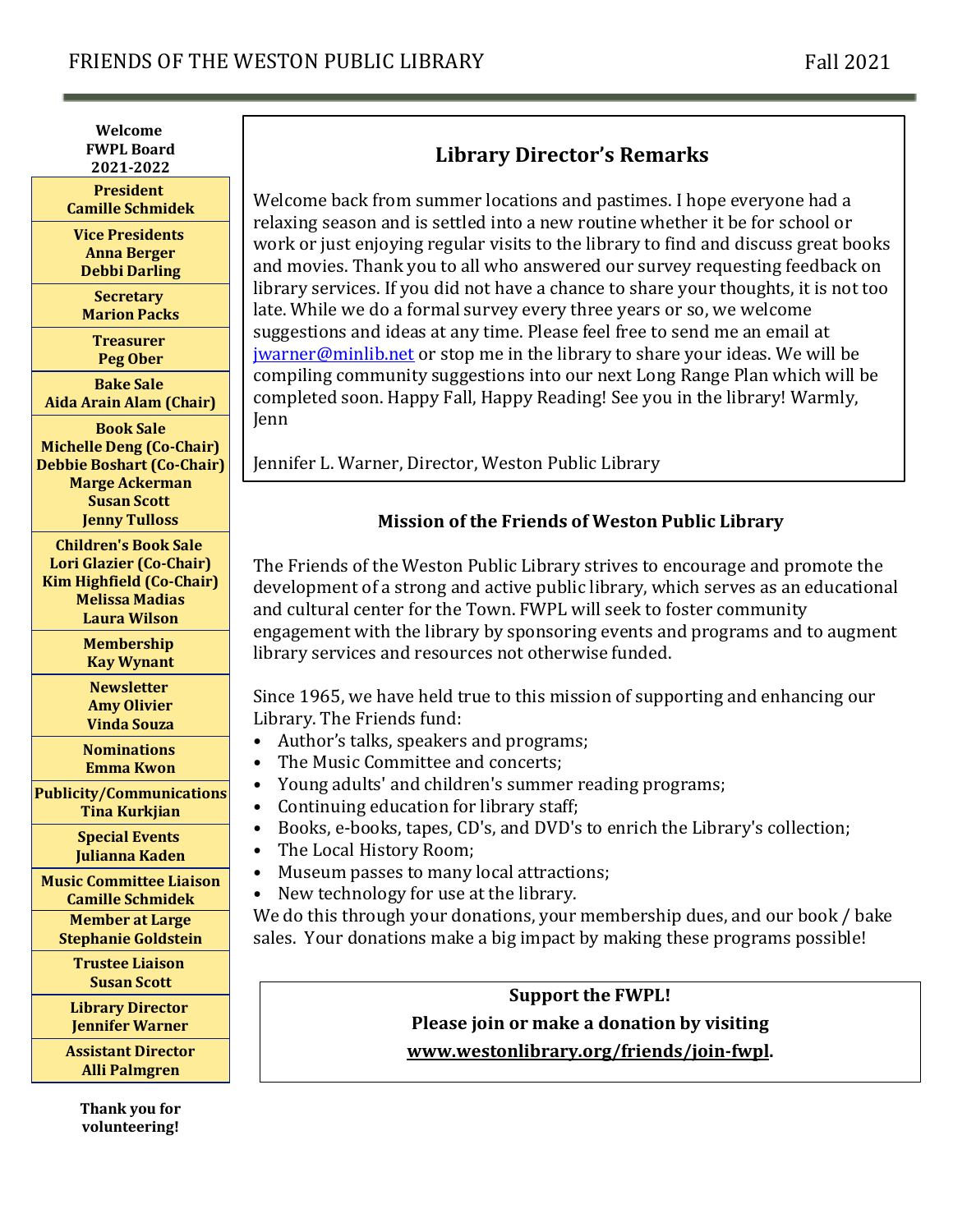**Welcome FWPL Board 2021-2022**

| Role | Name(s) |
| --- | --- |
| **President** | **Camille Schmidek** |
| **Vice Presidents** | **Anna Berger**<br>**Debbi Darling** |
| **Secretary** | **Marion Packs** |
| **Treasurer** | **Peg Ober** |
| **Bake Sale** | **Aida Arain Alam (Chair)** |
| **Book Sale** | **Michelle Deng (Co-Chair)**<br>**Debbie Boshart (Co-Chair)**<br>**Marge Ackerman**<br>**Susan Scott**<br>**Jenny Tulloss** |
| **Children's Book Sale** | **Lori Glazier (Co-Chair)**<br>**Kim Highfield (Co-Chair)**<br>**Melissa Madias**<br>**Laura Wilson** |
| **Membership** | **Kay Wynant** |
| **Newsletter** | **Amy Olivier**<br>**Vinda Souza** |
| **Nominations** | **Emma Kwon** |
| **Publicity/Communications** | **Tina Kurkjian** |
| **Special Events** | **Julianna Kaden** |
| **Music Committee Liaison** | **Camille Schmidek** |
| **Member at Large** | **Stephanie Goldstein** |
| **Trustee Liaison** | **Susan Scott** |
| **Library Director** | **Jennifer Warner** |
| **Assistant Director** | **Alli Palmgren** |

**Thank you for volunteering!**

## Library Director's Remarks

Welcome back from summer locations and pastimes. I hope everyone had a relaxing season and is settled into a new routine whether it be for school or work or just enjoying regular visits to the library to find and discuss great books and movies. Thank you to all who answered our survey requesting feedback on library services. If you did not have a chance to share your thoughts, it is not too late. While we do a formal survey every three years or so, we welcome suggestions and ideas at any time. Please feel free to send me an email at jwarner@minlib.net or stop me in the library to share your ideas. We will be compiling community suggestions into our next Long Range Plan which will be completed soon. Happy Fall, Happy Reading! See you in the library! Warmly, Jenn

Jennifer L. Warner, Director, Weston Public Library

### Mission of the Friends of Weston Public Library

The Friends of the Weston Public Library strives to encourage and promote the development of a strong and active public library, which serves as an educational and cultural center for the Town. FWPL will seek to foster community engagement with the library by sponsoring events and programs and to augment library services and resources not otherwise funded.

Since 1965, we have held true to this mission of supporting and enhancing our Library. The Friends fund:

- Author's talks, speakers and programs;
- The Music Committee and concerts;
- Young adults' and children's summer reading programs;
- Continuing education for library staff;
- Books, e-books, tapes, CD's, and DVD's to enrich the Library's collection;
- The Local History Room;
- Museum passes to many local attractions;
- New technology for use at the library.

We do this through your donations, your membership dues, and our book / bake sales. Your donations make a big impact by making these programs possible!

**Support the FWPL!**

**Please join or make a donation by visiting**

**www.westonlibrary.org/friends/join-fwpl.**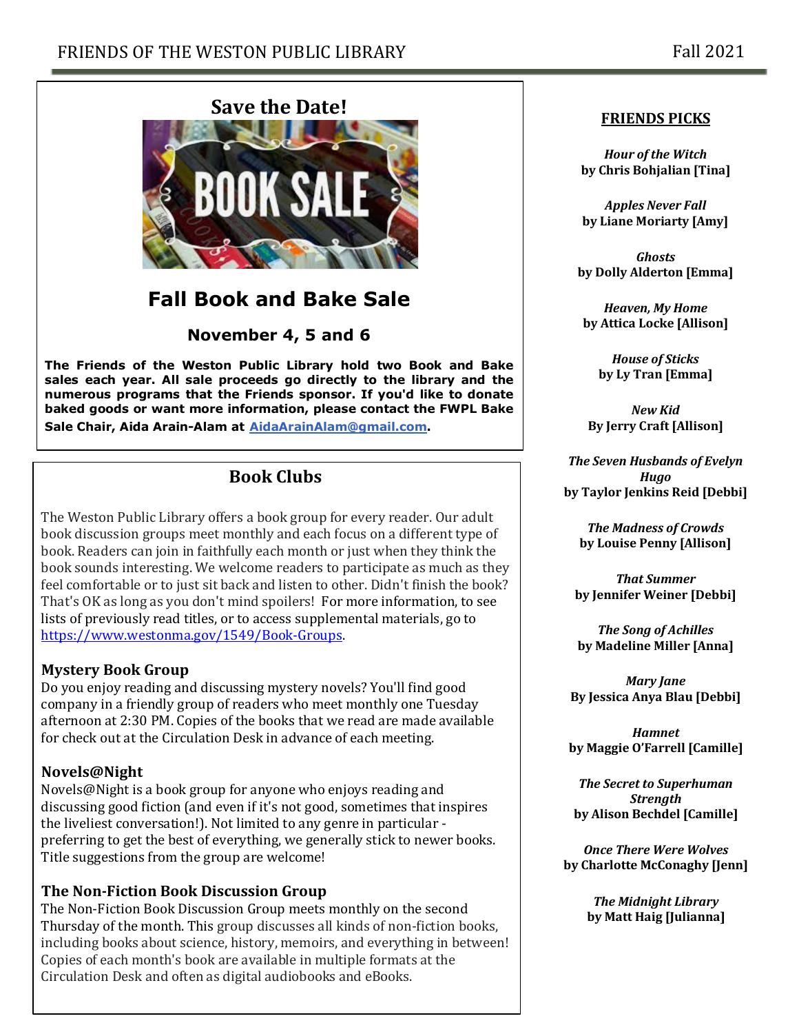## Save the Date!

## Fall Book and Bake Sale

### November 4, 5 and 6

**The Friends of the Weston Public Library hold two Book and Bake sales each year. All sale proceeds go directly to the library and the numerous programs that the Friends sponsor. If you'd like to donate baked goods or want more information, please contact the FWPL Bake Sale Chair, Aida Arain-Alam at [AidaArainAlam@gmail.com](mailto:AidaArainAlam@gmail.com).**

## Book Clubs

The Weston Public Library offers a book group for every reader. Our adult book discussion groups meet monthly and each focus on a different type of book. Readers can join in faithfully each month or just when they think the book sounds interesting. We welcome readers to participate as much as they feel comfortable or to just sit back and listen to other. Didn't finish the book? That's OK as long as you don't mind spoilers! For more information, to see lists of previously read titles, or to access supplemental materials, go to [https://www.westonma.gov/1549/Book-Groups](https://www.westonma.gov/1549/Book-Groups).

### Mystery Book Group

Do you enjoy reading and discussing mystery novels? You'll find good company in a friendly group of readers who meet monthly one Tuesday afternoon at 2:30 PM. Copies of the books that we read are made available for check out at the Circulation Desk in advance of each meeting.

### Novels@Night

Novels@Night is a book group for anyone who enjoys reading and discussing good fiction (and even if it's not good, sometimes that inspires the liveliest conversation!). Not limited to any genre in particular - preferring to get the best of everything, we generally stick to newer books. Title suggestions from the group are welcome!

### The Non-Fiction Book Discussion Group

The Non-Fiction Book Discussion Group meets monthly on the second Thursday of the month. This group discusses all kinds of non-fiction books, including books about science, history, memoirs, and everything in between! Copies of each month's book are available in multiple formats at the Circulation Desk and often as digital audiobooks and eBooks.

## FRIENDS PICKS

***Hour of the Witch***
**by Chris Bohjalian [Tina]**

***Apples Never Fall***
**by Liane Moriarty [Amy]**

***Ghosts***
**by Dolly Alderton [Emma]**

***Heaven, My Home***
**by Attica Locke [Allison]**

***House of Sticks***
**by Ly Tran [Emma]**

***New Kid***
**By Jerry Craft [Allison]**

***The Seven Husbands of Evelyn Hugo***
**by Taylor Jenkins Reid [Debbi]**

***The Madness of Crowds***
**by Louise Penny [Allison]**

***That Summer***
**by Jennifer Weiner [Debbi]**

***The Song of Achilles***
**by Madeline Miller [Anna]**

***Mary Jane***
**By Jessica Anya Blau [Debbi]**

***Hamnet***
**by Maggie O'Farrell [Camille]**

***The Secret to Superhuman Strength***
**by Alison Bechdel [Camille]**

***Once There Were Wolves***
**by Charlotte McConaghy [Jenn]**

***The Midnight Library***
**by Matt Haig [Julianna]**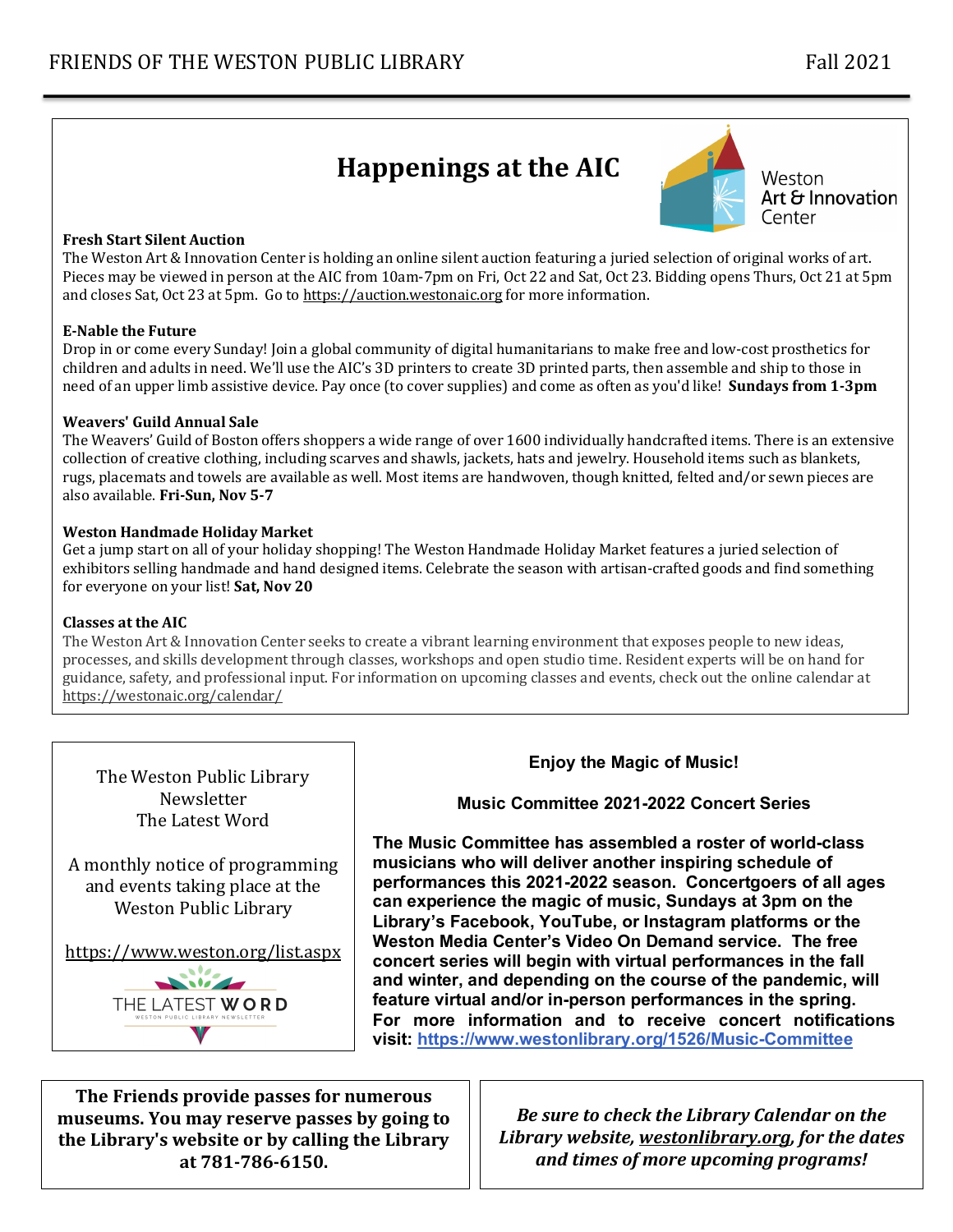# Happenings at the AIC

Weston Art & Innovation Center

**Fresh Start Silent Auction**
The Weston Art & Innovation Center is holding an online silent auction featuring a juried selection of original works of art. Pieces may be viewed in person at the AIC from 10am-7pm on Fri, Oct 22 and Sat, Oct 23. Bidding opens Thurs, Oct 21 at 5pm and closes Sat, Oct 23 at 5pm. Go to https://auction.westonaic.org for more information.

**E-Nable the Future**
Drop in or come every Sunday! Join a global community of digital humanitarians to make free and low-cost prosthetics for children and adults in need. We'll use the AIC's 3D printers to create 3D printed parts, then assemble and ship to those in need of an upper limb assistive device. Pay once (to cover supplies) and come as often as you'd like! **Sundays from 1-3pm**

**Weavers' Guild Annual Sale**
The Weavers' Guild of Boston offers shoppers a wide range of over 1600 individually handcrafted items. There is an extensive collection of creative clothing, including scarves and shawls, jackets, hats and jewelry. Household items such as blankets, rugs, placemats and towels are available as well. Most items are handwoven, though knitted, felted and/or sewn pieces are also available. **Fri-Sun, Nov 5-7**

**Weston Handmade Holiday Market**
Get a jump start on all of your holiday shopping! The Weston Handmade Holiday Market features a juried selection of exhibitors selling handmade and hand designed items. Celebrate the season with artisan-crafted goods and find something for everyone on your list! **Sat, Nov 20**

**Classes at the AIC**
The Weston Art & Innovation Center seeks to create a vibrant learning environment that exposes people to new ideas, processes, and skills development through classes, workshops and open studio time. Resident experts will be on hand for guidance, safety, and professional input. For information on upcoming classes and events, check out the online calendar at https://westonaic.org/calendar/

The Weston Public Library Newsletter
The Latest Word

A monthly notice of programming and events taking place at the Weston Public Library

https://www.weston.org/list.aspx

THE LATEST WORD
WESTON PUBLIC LIBRARY NEWSLETTER

**Enjoy the Magic of Music!**

**Music Committee 2021-2022 Concert Series**

**The Music Committee has assembled a roster of world-class musicians who will deliver another inspiring schedule of performances this 2021-2022 season. Concertgoers of all ages can experience the magic of music, Sundays at 3pm on the Library's Facebook, YouTube, or Instagram platforms or the Weston Media Center's Video On Demand service. The free concert series will begin with virtual performances in the fall and winter, and depending on the course of the pandemic, will feature virtual and/or in-person performances in the spring. For more information and to receive concert notifications visit: https://www.westonlibrary.org/1526/Music-Committee**

**The Friends provide passes for numerous museums. You may reserve passes by going to the Library's website or by calling the Library at 781-786-6150.**

***Be sure to check the Library Calendar on the Library website, westonlibrary.org, for the dates and times of more upcoming programs!***